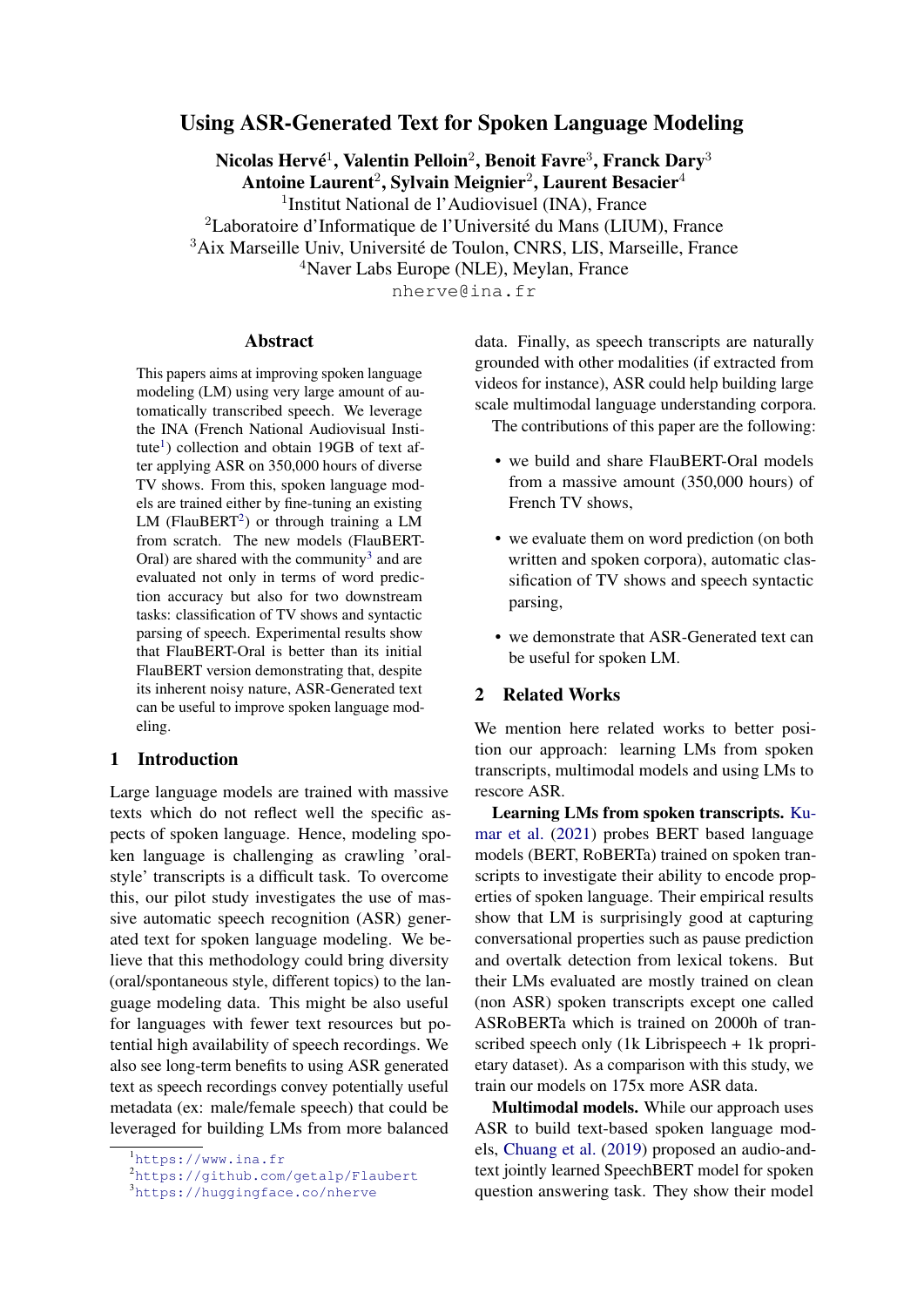# Using ASR-Generated Text for Spoken Language Modeling

**Nicolas Hervé[1], Valentin Pelloin[2], Benoit Favre[3], Franck Dary[3]**
**Antoine Laurent[2], Sylvain Meignier[2], Laurent Besacier[4]**

[1]Institut National de l'Audiovisuel (INA), France
[2]Laboratoire d'Informatique de l'Université du Mans (LIUM), France
[3]Aix Marseille Univ, Université de Toulon, CNRS, LIS, Marseille, France
[4]Naver Labs Europe (NLE), Meylan, France

nherve@ina.fr

## Abstract

This papers aims at improving spoken language modeling (LM) using very large amount of automatically transcribed speech. We leverage the INA (French National Audiovisual Institute[1]) collection and obtain 19GB of text after applying ASR on 350,000 hours of diverse TV shows. From this, spoken language models are trained either by fine-tuning an existing LM (FlauBERT[2]) or through training a LM from scratch. The new models (FlauBERT-Oral) are shared with the community[3] and are evaluated not only in terms of word prediction accuracy but also for two downstream tasks: classification of TV shows and syntactic parsing of speech. Experimental results show that FlauBERT-Oral is better than its initial FlauBERT version demonstrating that, despite its inherent noisy nature, ASR-Generated text can be useful to improve spoken language modeling.

## 1 Introduction

Large language models are trained with massive texts which do not reflect well the specific aspects of spoken language. Hence, modeling spoken language is challenging as crawling 'oral-style' transcripts is a difficult task. To overcome this, our pilot study investigates the use of massive automatic speech recognition (ASR) generated text for spoken language modeling. We believe that this methodology could bring diversity (oral/spontaneous style, different topics) to the language modeling data. This might be also useful for languages with fewer text resources but potential high availability of speech recordings. We also see long-term benefits to using ASR generated text as speech recordings convey potentially useful metadata (ex: male/female speech) that could be leveraged for building LMs from more balanced data. Finally, as speech transcripts are naturally grounded with other modalities (if extracted from videos for instance), ASR could help building large scale multimodal language understanding corpora.

The contributions of this paper are the following:

- we build and share FlauBERT-Oral models from a massive amount (350,000 hours) of French TV shows,
- we evaluate them on word prediction (on both written and spoken corpora), automatic classification of TV shows and speech syntactic parsing,
- we demonstrate that ASR-Generated text can be useful for spoken LM.

## 2 Related Works

We mention here related works to better position our approach: learning LMs from spoken transcripts, multimodal models and using LMs to rescore ASR.

**Learning LMs from spoken transcripts.** Kumar et al. (2021) probes BERT based language models (BERT, RoBERTa) trained on spoken transcripts to investigate their ability to encode properties of spoken language. Their empirical results show that LM is surprisingly good at capturing conversational properties such as pause prediction and overtalk detection from lexical tokens. But their LMs evaluated are mostly trained on clean (non ASR) spoken transcripts except one called ASRoBERTa which is trained on 2000h of transcribed speech only (1k Librispeech + 1k proprietary dataset). As a comparison with this study, we train our models on 175x more ASR data.

**Multimodal models.** While our approach uses ASR to build text-based spoken language models, Chuang et al. (2019) proposed an audio-and-text jointly learned SpeechBERT model for spoken question answering task. They show their model

[1]https://www.ina.fr
[2]https://github.com/getalp/Flaubert
[3]https://huggingface.co/nherve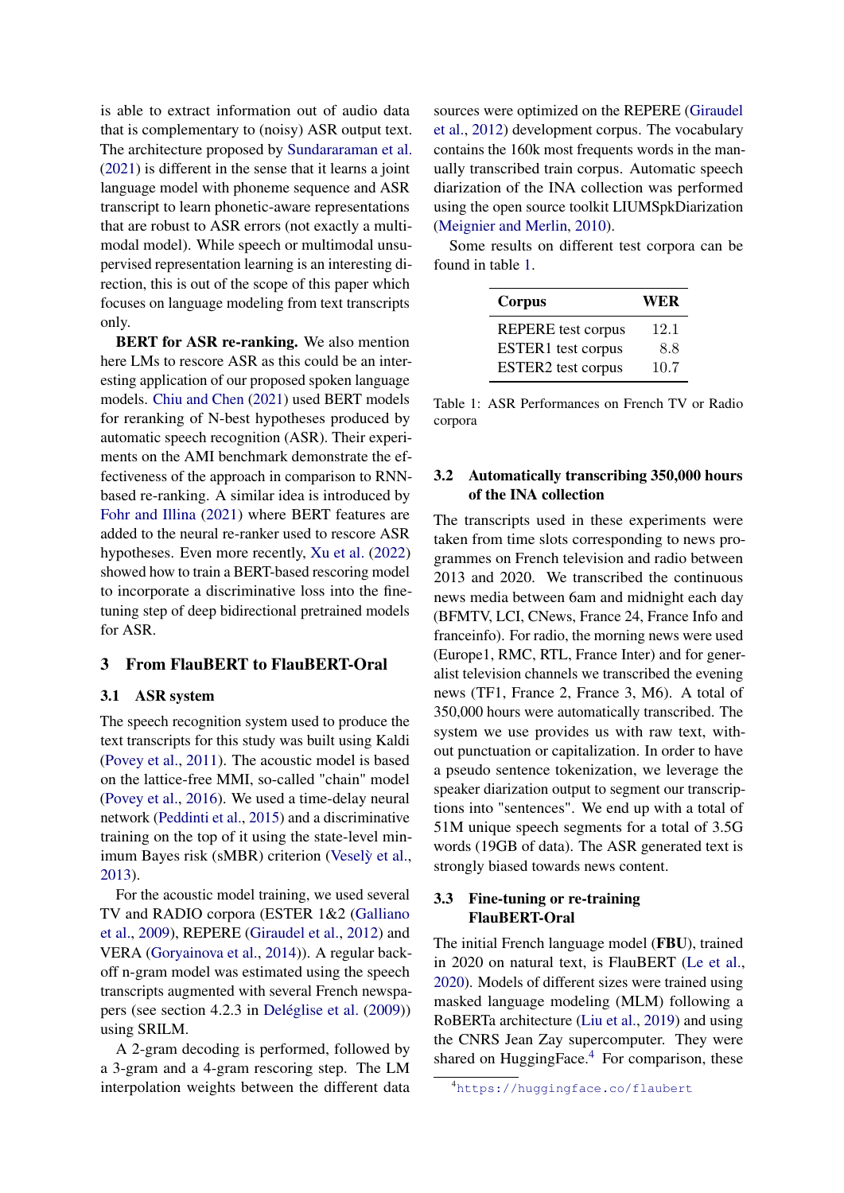is able to extract information out of audio data that is complementary to (noisy) ASR output text. The architecture proposed by Sundararaman et al. (2021) is different in the sense that it learns a joint language model with phoneme sequence and ASR transcript to learn phonetic-aware representations that are robust to ASR errors (not exactly a multimodal model). While speech or multimodal unsupervised representation learning is an interesting direction, this is out of the scope of this paper which focuses on language modeling from text transcripts only.

**BERT for ASR re-ranking.** We also mention here LMs to rescore ASR as this could be an interesting application of our proposed spoken language models. Chiu and Chen (2021) used BERT models for reranking of N-best hypotheses produced by automatic speech recognition (ASR). Their experiments on the AMI benchmark demonstrate the effectiveness of the approach in comparison to RNN-based re-ranking. A similar idea is introduced by Fohr and Illina (2021) where BERT features are added to the neural re-ranker used to rescore ASR hypotheses. Even more recently, Xu et al. (2022) showed how to train a BERT-based rescoring model to incorporate a discriminative loss into the fine-tuning step of deep bidirectional pretrained models for ASR.

## 3 From FlauBERT to FlauBERT-Oral

### 3.1 ASR system

The speech recognition system used to produce the text transcripts for this study was built using Kaldi (Povey et al., 2011). The acoustic model is based on the lattice-free MMI, so-called "chain" model (Povey et al., 2016). We used a time-delay neural network (Peddinti et al., 2015) and a discriminative training on the top of it using the state-level minimum Bayes risk (sMBR) criterion (Veselỳ et al., 2013).

For the acoustic model training, we used several TV and RADIO corpora (ESTER 1&2 (Galliano et al., 2009), REPERE (Giraudel et al., 2012) and VERA (Goryainova et al., 2014)). A regular backoff n-gram model was estimated using the speech transcripts augmented with several French newspapers (see section 4.2.3 in Deléglise et al. (2009)) using SRILM.

A 2-gram decoding is performed, followed by a 3-gram and a 4-gram rescoring step. The LM interpolation weights between the different data sources were optimized on the REPERE (Giraudel et al., 2012) development corpus. The vocabulary contains the 160k most frequents words in the manually transcribed train corpus. Automatic speech diarization of the INA collection was performed using the open source toolkit LIUMSpkDiarization (Meignier and Merlin, 2010).

Some results on different test corpora can be found in table 1.

| Corpus | WER |
|---|---|
| REPERE test corpus | 12.1 |
| ESTER1 test corpus | 8.8 |
| ESTER2 test corpus | 10.7 |

Table 1: ASR Performances on French TV or Radio corpora

### 3.2 Automatically transcribing 350,000 hours of the INA collection

The transcripts used in these experiments were taken from time slots corresponding to news programmes on French television and radio between 2013 and 2020. We transcribed the continuous news media between 6am and midnight each day (BFMTV, LCI, CNews, France 24, France Info and franceinfo). For radio, the morning news were used (Europe1, RMC, RTL, France Inter) and for generalist television channels we transcribed the evening news (TF1, France 2, France 3, M6). A total of 350,000 hours were automatically transcribed. The system we use provides us with raw text, without punctuation or capitalization. In order to have a pseudo sentence tokenization, we leverage the speaker diarization output to segment our transcriptions into "sentences". We end up with a total of 51M unique speech segments for a total of 3.5G words (19GB of data). The ASR generated text is strongly biased towards news content.

### 3.3 Fine-tuning or re-training FlauBERT-Oral

The initial French language model (**FBU**), trained in 2020 on natural text, is FlauBERT (Le et al., 2020). Models of different sizes were trained using masked language modeling (MLM) following a RoBERTa architecture (Liu et al., 2019) and using the CNRS Jean Zay supercomputer. They were shared on HuggingFace.[4] For comparison, these

[4] https://huggingface.co/flaubert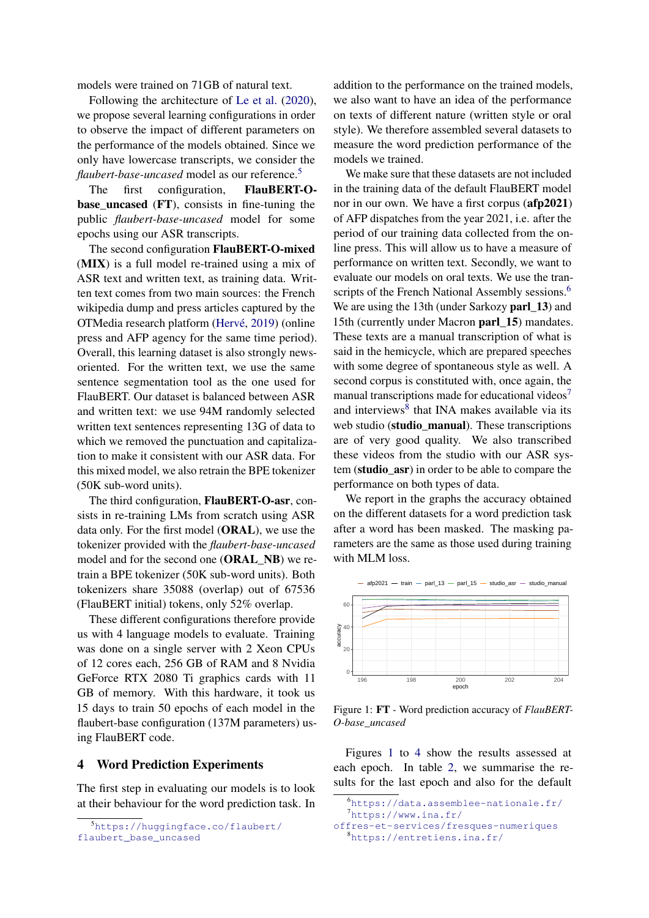models were trained on 71GB of natural text.

Following the architecture of Le et al. (2020), we propose several learning configurations in order to observe the impact of different parameters on the performance of the models obtained. Since we only have lowercase transcripts, we consider the *flaubert-base-uncased* model as our reference.[5]

The first configuration, **FlauBERT-O-base_uncased** (**FT**), consists in fine-tuning the public *flaubert-base-uncased* model for some epochs using our ASR transcripts.

The second configuration **FlauBERT-O-mixed** (**MIX**) is a full model re-trained using a mix of ASR text and written text, as training data. Written text comes from two main sources: the French wikipedia dump and press articles captured by the OTMedia research platform (Hervé, 2019) (online press and AFP agency for the same time period). Overall, this learning dataset is also strongly news-oriented. For the written text, we use the same sentence segmentation tool as the one used for FlauBERT. Our dataset is balanced between ASR and written text: we use 94M randomly selected written text sentences representing 13G of data to which we removed the punctuation and capitalization to make it consistent with our ASR data. For this mixed model, we also retrain the BPE tokenizer (50K sub-word units).

The third configuration, **FlauBERT-O-asr**, consists in re-training LMs from scratch using ASR data only. For the first model (**ORAL**), we use the tokenizer provided with the *flaubert-base-uncased* model and for the second one (**ORAL_NB**) we retrain a BPE tokenizer (50K sub-word units). Both tokenizers share 35088 (overlap) out of 67536 (FlauBERT initial) tokens, only 52% overlap.

These different configurations therefore provide us with 4 language models to evaluate. Training was done on a single server with 2 Xeon CPUs of 12 cores each, 256 GB of RAM and 8 Nvidia GeForce RTX 2080 Ti graphics cards with 11 GB of memory. With this hardware, it took us 15 days to train 50 epochs of each model in the flaubert-base configuration (137M parameters) using FlauBERT code.

# 4 Word Prediction Experiments

The first step in evaluating our models is to look at their behaviour for the word prediction task. In addition to the performance on the trained models, we also want to have an idea of the performance on texts of different nature (written style or oral style). We therefore assembled several datasets to measure the word prediction performance of the models we trained.

We make sure that these datasets are not included in the training data of the default FlauBERT model nor in our own. We have a first corpus (**afp2021**) of AFP dispatches from the year 2021, i.e. after the period of our training data collected from the online press. This will allow us to have a measure of performance on written text. Secondly, we want to evaluate our models on oral texts. We use the transcripts of the French National Assembly sessions.[6] We are using the 13th (under Sarkozy **parl_13**) and 15th (currently under Macron **parl_15**) mandates. These texts are a manual transcription of what is said in the hemicycle, which are prepared speeches with some degree of spontaneous style as well. A second corpus is constituted with, once again, the manual transcriptions made for educational videos[7] and interviews[8] that INA makes available via its web studio (**studio_manual**). These transcriptions are of very good quality. We also transcribed these videos from the studio with our ASR system (**studio_asr**) in order to be able to compare the performance on both types of data.

We report in the graphs the accuracy obtained on the different datasets for a word prediction task after a word has been masked. The masking parameters are the same as those used during training with MLM loss.

Figure 1: **FT** - Word prediction accuracy of *FlauBERT-O-base_uncased*

Figures 1 to 4 show the results assessed at each epoch. In table 2, we summarise the results for the last epoch and also for the default

[5] https://huggingface.co/flaubert/flaubert_base_uncased

[6] https://data.assemblee-nationale.fr/

[7] https://www.ina.fr/offres-et-services/fresques-numeriques

[8] https://entretiens.ina.fr/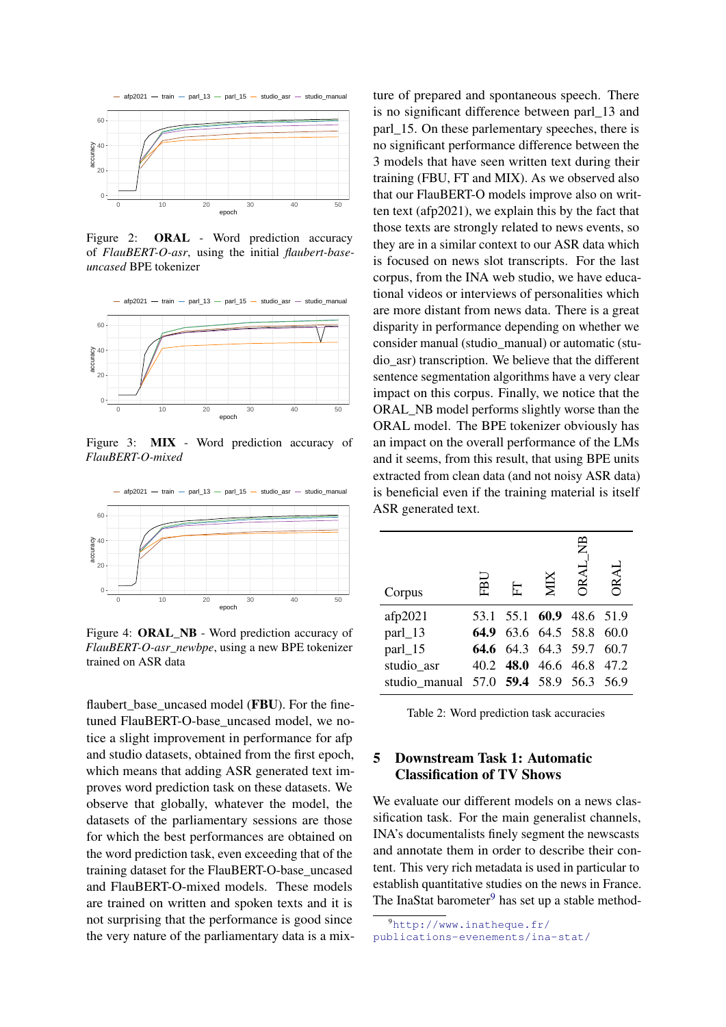Figure 2: **ORAL** - Word prediction accuracy of *FlauBERT-O-asr*, using the initial *flaubert-base-uncased* BPE tokenizer

Figure 3: **MIX** - Word prediction accuracy of *FlauBERT-O-mixed*

Figure 4: **ORAL_NB** - Word prediction accuracy of *FlauBERT-O-asr_newbpe*, using a new BPE tokenizer trained on ASR data

flaubert_base_uncased model (**FBU**). For the fine-tuned FlauBERT-O-base_uncased model, we notice a slight improvement in performance for afp and studio datasets, obtained from the first epoch, which means that adding ASR generated text improves word prediction task on these datasets. We observe that globally, whatever the model, the datasets of the parliamentary sessions are those for which the best performances are obtained on the word prediction task, even exceeding that of the training dataset for the FlauBERT-O-base_uncased and FlauBERT-O-mixed models. These models are trained on written and spoken texts and it is not surprising that the performance is good since the very nature of the parliamentary data is a mixture of prepared and spontaneous speech. There is no significant difference between parl_13 and parl_15. On these parlementary speeches, there is no significant performance difference between the 3 models that have seen written text during their training (FBU, FT and MIX). As we observed also that our FlauBERT-O models improve also on written text (afp2021), we explain this by the fact that those texts are strongly related to news events, so they are in a similar context to our ASR data which is focused on news slot transcripts. For the last corpus, from the INA web studio, we have educational videos or interviews of personalities which are more distant from news data. There is a great disparity in performance depending on whether we consider manual (studio_manual) or automatic (studio_asr) transcription. We believe that the different sentence segmentation algorithms have a very clear impact on this corpus. Finally, we notice that the ORAL_NB model performs slightly worse than the ORAL model. The BPE tokenizer obviously has an impact on the overall performance of the LMs and it seems, from this result, that using BPE units extracted from clean data (and not noisy ASR data) is beneficial even if the training material is itself ASR generated text.

| Corpus | FBU | FT | MIX | ORAL_NB | ORAL |
|---|---|---|---|---|---|
| afp2021 | 53.1 | 55.1 | **60.9** | 48.6 | 51.9 |
| parl_13 | **64.9** | 63.6 | 64.5 | 58.8 | 60.0 |
| parl_15 | **64.6** | 64.3 | 64.3 | 59.7 | 60.7 |
| studio_asr | 40.2 | **48.0** | 46.6 | 46.8 | 47.2 |
| studio_manual | 57.0 | **59.4** | 58.9 | 56.3 | 56.9 |

Table 2: Word prediction task accuracies

## 5 Downstream Task 1: Automatic Classification of TV Shows

We evaluate our different models on a news classification task. For the main generalist channels, INA's documentalists finely segment the newscasts and annotate them in order to describe their content. This very rich metadata is used in particular to establish quantitative studies on the news in France. The InaStat barometer[9] has set up a stable method-

[9] http://www.inatheque.fr/publications-evenements/ina-stat/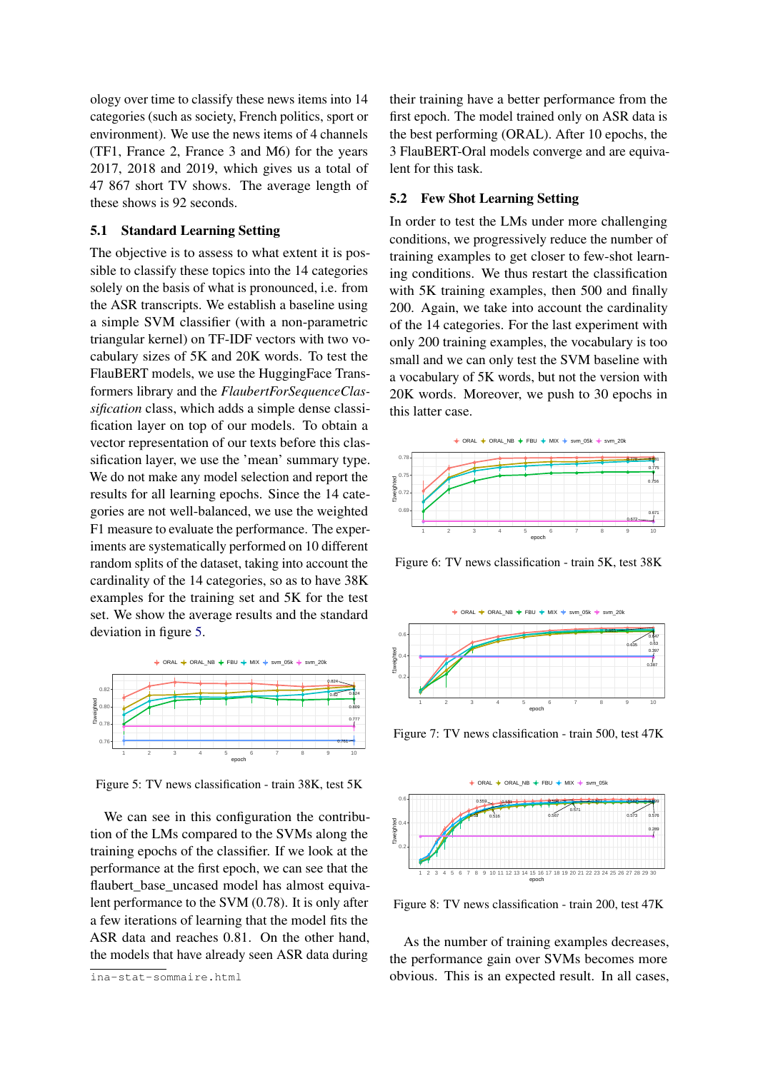ology over time to classify these news items into 14 categories (such as society, French politics, sport or environment). We use the news items of 4 channels (TF1, France 2, France 3 and M6) for the years 2017, 2018 and 2019, which gives us a total of 47 867 short TV shows. The average length of these shows is 92 seconds.

### 5.1 Standard Learning Setting

The objective is to assess to what extent it is possible to classify these topics into the 14 categories solely on the basis of what is pronounced, i.e. from the ASR transcripts. We establish a baseline using a simple SVM classifier (with a non-parametric triangular kernel) on TF-IDF vectors with two vocabulary sizes of 5K and 20K words. To test the FlauBERT models, we use the HuggingFace Transformers library and the *FlaubertForSequenceClassification* class, which adds a simple dense classification layer on top of our models. To obtain a vector representation of our texts before this classification layer, we use the 'mean' summary type. We do not make any model selection and report the results for all learning epochs. Since the 14 categories are not well-balanced, we use the weighted F1 measure to evaluate the performance. The experiments are systematically performed on 10 different random splits of the dataset, taking into account the cardinality of the 14 categories, so as to have 38K examples for the training set and 5K for the test set. We show the average results and the standard deviation in figure 5.

Figure 5: TV news classification - train 38K, test 5K

We can see in this configuration the contribution of the LMs compared to the SVMs along the training epochs of the classifier. If we look at the performance at the first epoch, we can see that the flaubert_base_uncased model has almost equivalent performance to the SVM (0.78). It is only after a few iterations of learning that the model fits the ASR data and reaches 0.81. On the other hand, the models that have already seen ASR data during their training have a better performance from the first epoch. The model trained only on ASR data is the best performing (ORAL). After 10 epochs, the 3 FlauBERT-Oral models converge and are equivalent for this task.

### 5.2 Few Shot Learning Setting

In order to test the LMs under more challenging conditions, we progressively reduce the number of training examples to get closer to few-shot learning conditions. We thus restart the classification with 5K training examples, then 500 and finally 200. Again, we take into account the cardinality of the 14 categories. For the last experiment with only 200 training examples, the vocabulary is too small and we can only test the SVM baseline with a vocabulary of 5K words, but not the version with 20K words. Moreover, we push to 30 epochs in this latter case.

Figure 6: TV news classification - train 5K, test 38K

Figure 7: TV news classification - train 500, test 47K

Figure 8: TV news classification - train 200, test 47K

As the number of training examples decreases, the performance gain over SVMs becomes more obvious. This is an expected result. In all cases,

ina-stat-sommaire.html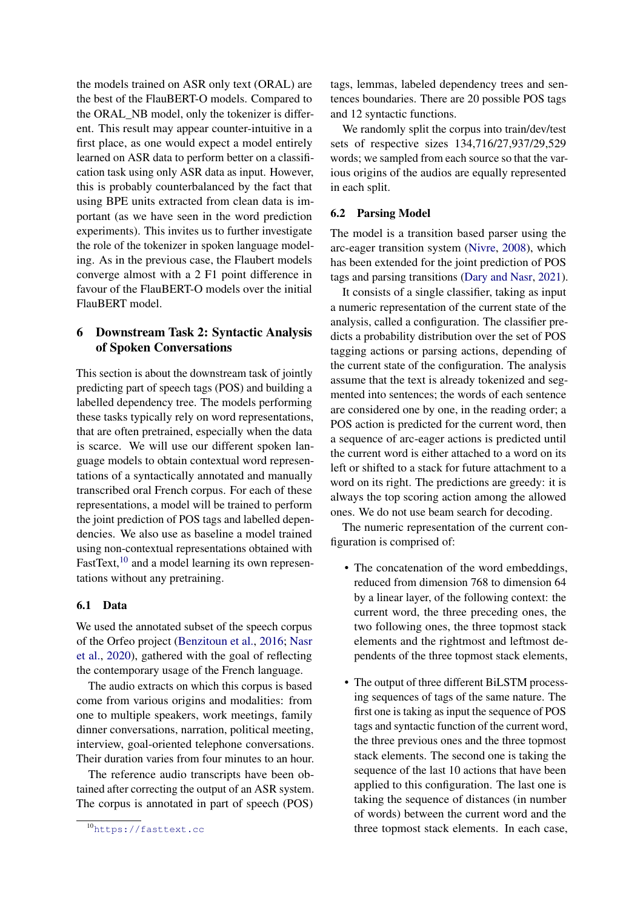the models trained on ASR only text (ORAL) are the best of the FlauBERT-O models. Compared to the ORAL_NB model, only the tokenizer is different. This result may appear counter-intuitive in a first place, as one would expect a model entirely learned on ASR data to perform better on a classification task using only ASR data as input. However, this is probably counterbalanced by the fact that using BPE units extracted from clean data is important (as we have seen in the word prediction experiments). This invites us to further investigate the role of the tokenizer in spoken language modeling. As in the previous case, the Flaubert models converge almost with a 2 F1 point difference in favour of the FlauBERT-O models over the initial FlauBERT model.

## 6 Downstream Task 2: Syntactic Analysis of Spoken Conversations

This section is about the downstream task of jointly predicting part of speech tags (POS) and building a labelled dependency tree. The models performing these tasks typically rely on word representations, that are often pretrained, especially when the data is scarce. We will use our different spoken language models to obtain contextual word representations of a syntactically annotated and manually transcribed oral French corpus. For each of these representations, a model will be trained to perform the joint prediction of POS tags and labelled dependencies. We also use as baseline a model trained using non-contextual representations obtained with FastText,[10] and a model learning its own representations without any pretraining.

### 6.1 Data

We used the annotated subset of the speech corpus of the Orfeo project (Benzitoun et al., 2016; Nasr et al., 2020), gathered with the goal of reflecting the contemporary usage of the French language.

The audio extracts on which this corpus is based come from various origins and modalities: from one to multiple speakers, work meetings, family dinner conversations, narration, political meeting, interview, goal-oriented telephone conversations. Their duration varies from four minutes to an hour.

The reference audio transcripts have been obtained after correcting the output of an ASR system. The corpus is annotated in part of speech (POS) tags, lemmas, labeled dependency trees and sentences boundaries. There are 20 possible POS tags and 12 syntactic functions.

We randomly split the corpus into train/dev/test sets of respective sizes 134,716/27,937/29,529 words; we sampled from each source so that the various origins of the audios are equally represented in each split.

### 6.2 Parsing Model

The model is a transition based parser using the arc-eager transition system (Nivre, 2008), which has been extended for the joint prediction of POS tags and parsing transitions (Dary and Nasr, 2021).

It consists of a single classifier, taking as input a numeric representation of the current state of the analysis, called a configuration. The classifier predicts a probability distribution over the set of POS tagging actions or parsing actions, depending of the current state of the configuration. The analysis assume that the text is already tokenized and segmented into sentences; the words of each sentence are considered one by one, in the reading order; a POS action is predicted for the current word, then a sequence of arc-eager actions is predicted until the current word is either attached to a word on its left or shifted to a stack for future attachment to a word on its right. The predictions are greedy: it is always the top scoring action among the allowed ones. We do not use beam search for decoding.

The numeric representation of the current configuration is comprised of:

- The concatenation of the word embeddings, reduced from dimension 768 to dimension 64 by a linear layer, of the following context: the current word, the three preceding ones, the two following ones, the three topmost stack elements and the rightmost and leftmost dependents of the three topmost stack elements,
- The output of three different BiLSTM processing sequences of tags of the same nature. The first one is taking as input the sequence of POS tags and syntactic function of the current word, the three previous ones and the three topmost stack elements. The second one is taking the sequence of the last 10 actions that have been applied to this configuration. The last one is taking the sequence of distances (in number of words) between the current word and the three topmost stack elements. In each case,

[10] https://fasttext.cc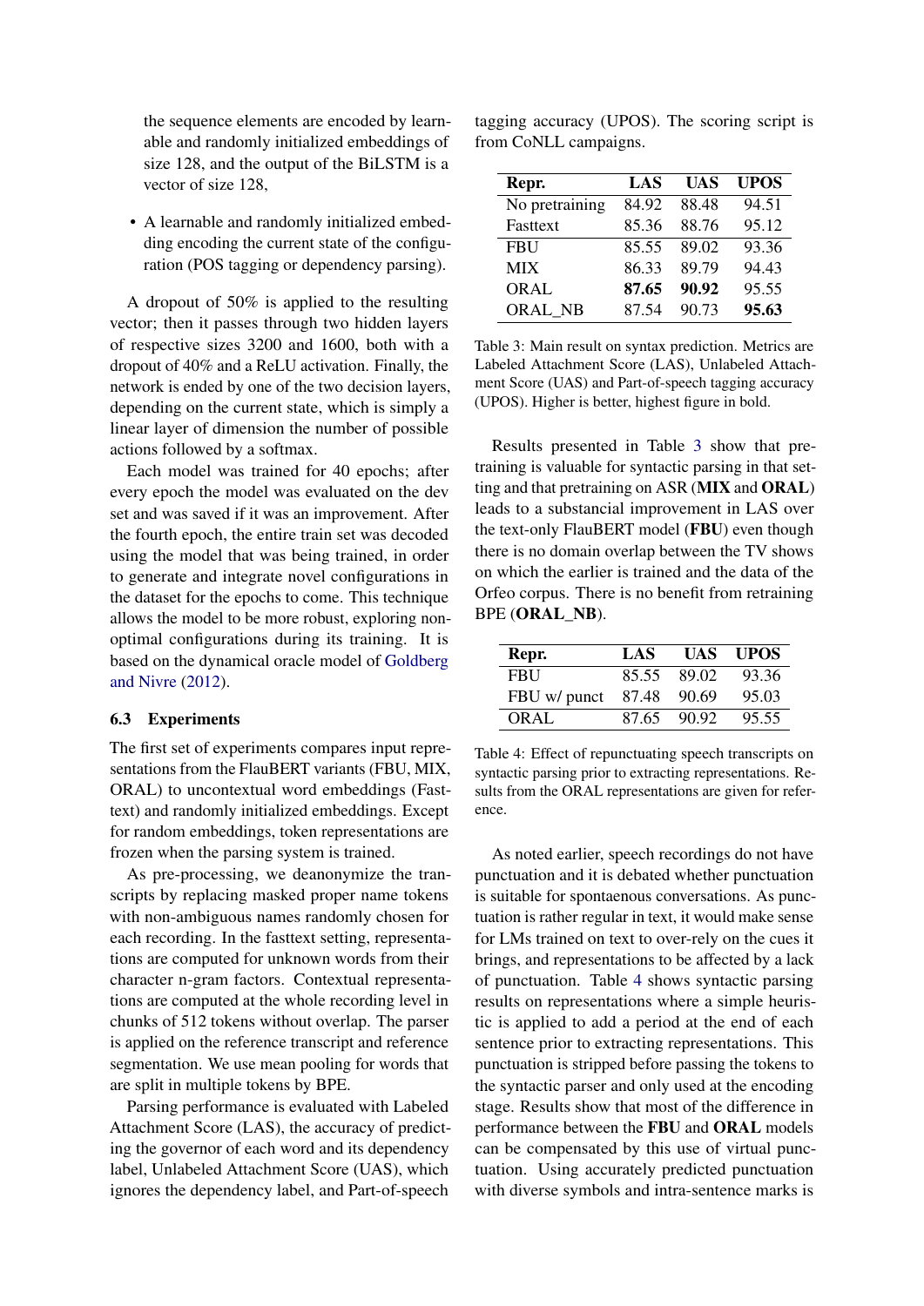the sequence elements are encoded by learnable and randomly initialized embeddings of size 128, and the output of the BiLSTM is a vector of size 128,

- A learnable and randomly initialized embedding encoding the current state of the configuration (POS tagging or dependency parsing).

A dropout of 50% is applied to the resulting vector; then it passes through two hidden layers of respective sizes 3200 and 1600, both with a dropout of 40% and a ReLU activation. Finally, the network is ended by one of the two decision layers, depending on the current state, which is simply a linear layer of dimension the number of possible actions followed by a softmax.

Each model was trained for 40 epochs; after every epoch the model was evaluated on the dev set and was saved if it was an improvement. After the fourth epoch, the entire train set was decoded using the model that was being trained, in order to generate and integrate novel configurations in the dataset for the epochs to come. This technique allows the model to be more robust, exploring non-optimal configurations during its training. It is based on the dynamical oracle model of Goldberg and Nivre (2012).

### 6.3 Experiments

The first set of experiments compares input representations from the FlauBERT variants (FBU, MIX, ORAL) to uncontextual word embeddings (Fasttext) and randomly initialized embeddings. Except for random embeddings, token representations are frozen when the parsing system is trained.

As pre-processing, we deanonymize the transcripts by replacing masked proper name tokens with non-ambiguous names randomly chosen for each recording. In the fasttext setting, representations are computed for unknown words from their character n-gram factors. Contextual representations are computed at the whole recording level in chunks of 512 tokens without overlap. The parser is applied on the reference transcript and reference segmentation. We use mean pooling for words that are split in multiple tokens by BPE.

Parsing performance is evaluated with Labeled Attachment Score (LAS), the accuracy of predicting the governor of each word and its dependency label, Unlabeled Attachment Score (UAS), which ignores the dependency label, and Part-of-speech tagging accuracy (UPOS). The scoring script is from CoNLL campaigns.

| Repr. | LAS | UAS | UPOS |
|---|---|---|---|
| No pretraining | 84.92 | 88.48 | 94.51 |
| Fasttext | 85.36 | 88.76 | 95.12 |
| FBU | 85.55 | 89.02 | 93.36 |
| MIX | 86.33 | 89.79 | 94.43 |
| ORAL | **87.65** | **90.92** | 95.55 |
| ORAL_NB | 87.54 | 90.73 | **95.63** |

Table 3: Main result on syntax prediction. Metrics are Labeled Attachment Score (LAS), Unlabeled Attachment Score (UAS) and Part-of-speech tagging accuracy (UPOS). Higher is better, highest figure in bold.

Results presented in Table 3 show that pretraining is valuable for syntactic parsing in that setting and that pretraining on ASR (**MIX** and **ORAL**) leads to a substancial improvement in LAS over the text-only FlauBERT model (**FBU**) even though there is no domain overlap between the TV shows on which the earlier is trained and the data of the Orfeo corpus. There is no benefit from retraining BPE (**ORAL_NB**).

| Repr. | LAS | UAS | UPOS |
|---|---|---|---|
| FBU | 85.55 | 89.02 | 93.36 |
| FBU w/ punct | 87.48 | 90.69 | 95.03 |
| ORAL | 87.65 | 90.92 | 95.55 |

Table 4: Effect of repunctuating speech transcripts on syntactic parsing prior to extracting representations. Results from the ORAL representations are given for reference.

As noted earlier, speech recordings do not have punctuation and it is debated whether punctuation is suitable for spontaneous conversations. As punctuation is rather regular in text, it would make sense for LMs trained on text to over-rely on the cues it brings, and representations to be affected by a lack of punctuation. Table 4 shows syntactic parsing results on representations where a simple heuristic is applied to add a period at the end of each sentence prior to extracting representations. This punctuation is stripped before passing the tokens to the syntactic parser and only used at the encoding stage. Results show that most of the difference in performance between the **FBU** and **ORAL** models can be compensated by this use of virtual punctuation. Using accurately predicted punctuation with diverse symbols and intra-sentence marks is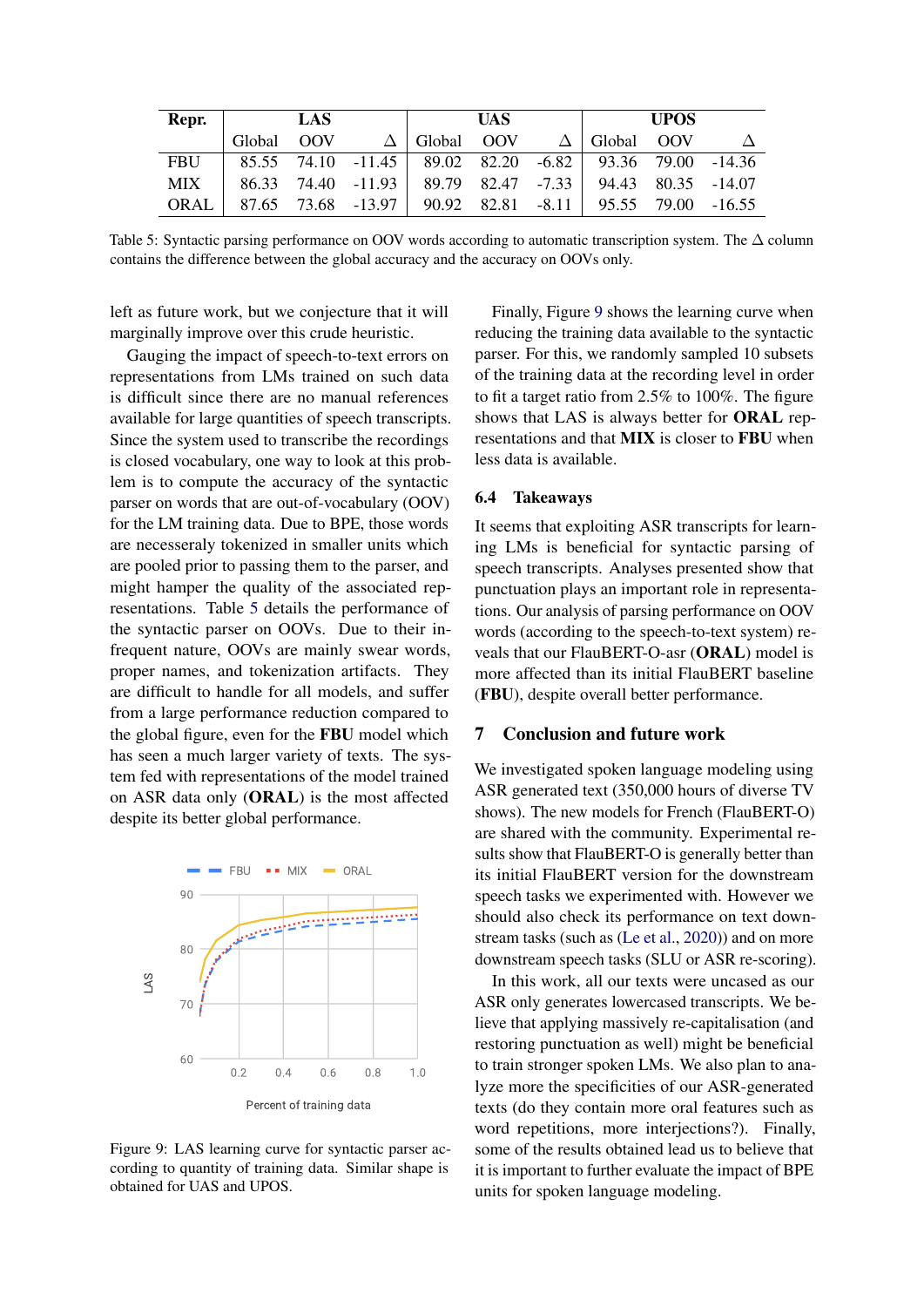| Repr. | LAS | | | UAS | | | UPOS | | |
|---|---|---|---|---|---|---|---|---|---|
| | Global | OOV | Δ | Global | OOV | Δ | Global | OOV | Δ |
| FBU | 85.55 | 74.10 | -11.45 | 89.02 | 82.20 | -6.82 | 93.36 | 79.00 | -14.36 |
| MIX | 86.33 | 74.40 | -11.93 | 89.79 | 82.47 | -7.33 | 94.43 | 80.35 | -14.07 |
| ORAL | 87.65 | 73.68 | -13.97 | 90.92 | 82.81 | -8.11 | 95.55 | 79.00 | -16.55 |

Table 5: Syntactic parsing performance on OOV words according to automatic transcription system. The Δ column contains the difference between the global accuracy and the accuracy on OOVs only.

left as future work, but we conjecture that it will marginally improve over this crude heuristic.

Gauging the impact of speech-to-text errors on representations from LMs trained on such data is difficult since there are no manual references available for large quantities of speech transcripts. Since the system used to transcribe the recordings is closed vocabulary, one way to look at this problem is to compute the accuracy of the syntactic parser on words that are out-of-vocabulary (OOV) for the LM training data. Due to BPE, those words are necesseraly tokenized in smaller units which are pooled prior to passing them to the parser, and might hamper the quality of the associated representations. Table 5 details the performance of the syntactic parser on OOVs. Due to their infrequent nature, OOVs are mainly swear words, proper names, and tokenization artifacts. They are difficult to handle for all models, and suffer from a large performance reduction compared to the global figure, even for the **FBU** model which has seen a much larger variety of texts. The system fed with representations of the model trained on ASR data only (**ORAL**) is the most affected despite its better global performance.

Figure 9: LAS learning curve for syntactic parser according to quantity of training data. Similar shape is obtained for UAS and UPOS.

Finally, Figure 9 shows the learning curve when reducing the training data available to the syntactic parser. For this, we randomly sampled 10 subsets of the training data at the recording level in order to fit a target ratio from 2.5% to 100%. The figure shows that LAS is always better for **ORAL** representations and that **MIX** is closer to **FBU** when less data is available.

### 6.4 Takeaways

It seems that exploiting ASR transcripts for learning LMs is beneficial for syntactic parsing of speech transcripts. Analyses presented show that punctuation plays an important role in representations. Our analysis of parsing performance on OOV words (according to the speech-to-text system) reveals that our FlauBERT-O-asr (**ORAL**) model is more affected than its initial FlauBERT baseline (**FBU**), despite overall better performance.

## 7 Conclusion and future work

We investigated spoken language modeling using ASR generated text (350,000 hours of diverse TV shows). The new models for French (FlauBERT-O) are shared with the community. Experimental results show that FlauBERT-O is generally better than its initial FlauBERT version for the downstream speech tasks we experimented with. However we should also check its performance on text downstream tasks (such as (Le et al., 2020)) and on more downstream speech tasks (SLU or ASR re-scoring).

In this work, all our texts were uncased as our ASR only generates lowercased transcripts. We believe that applying massively re-capitalisation (and restoring punctuation as well) might be beneficial to train stronger spoken LMs. We also plan to analyze more the specificities of our ASR-generated texts (do they contain more oral features such as word repetitions, more interjections?). Finally, some of the results obtained lead us to believe that it is important to further evaluate the impact of BPE units for spoken language modeling.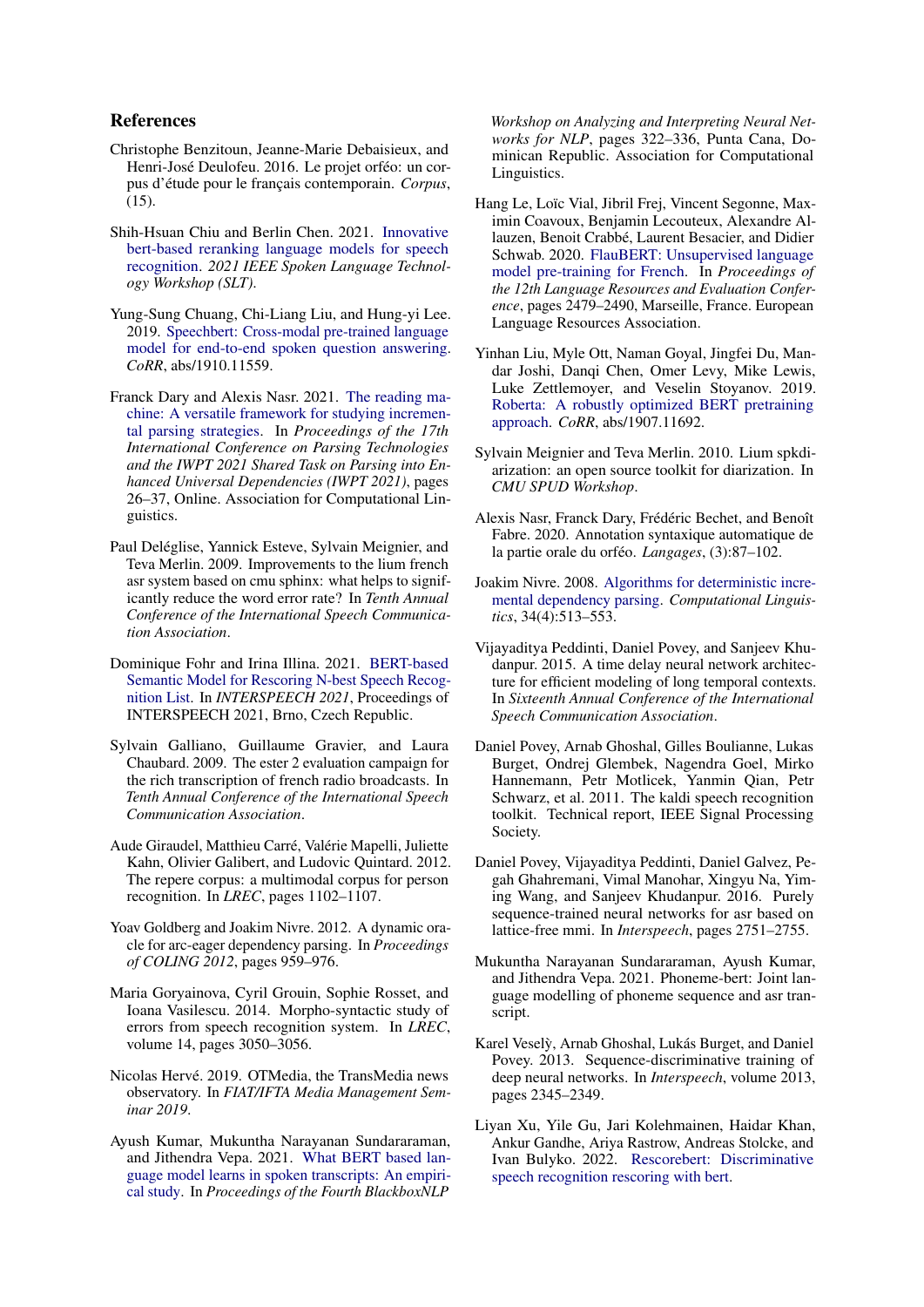## References

Christophe Benzitoun, Jeanne-Marie Debaisieux, and Henri-José Deulofeu. 2016. Le projet orféo: un corpus d'étude pour le français contemporain. *Corpus*, (15).

Shih-Hsuan Chiu and Berlin Chen. 2021. Innovative bert-based reranking language models for speech recognition. *2021 IEEE Spoken Language Technology Workshop (SLT)*.

Yung-Sung Chuang, Chi-Liang Liu, and Hung-yi Lee. 2019. Speechbert: Cross-modal pre-trained language model for end-to-end spoken question answering. *CoRR*, abs/1910.11559.

Franck Dary and Alexis Nasr. 2021. The reading machine: A versatile framework for studying incremental parsing strategies. In *Proceedings of the 17th International Conference on Parsing Technologies and the IWPT 2021 Shared Task on Parsing into Enhanced Universal Dependencies (IWPT 2021)*, pages 26–37, Online. Association for Computational Linguistics.

Paul Deléglise, Yannick Esteve, Sylvain Meignier, and Teva Merlin. 2009. Improvements to the lium french asr system based on cmu sphinx: what helps to significantly reduce the word error rate? In *Tenth Annual Conference of the International Speech Communication Association*.

Dominique Fohr and Irina Illina. 2021. BERT-based Semantic Model for Rescoring N-best Speech Recognition List. In *INTERSPEECH 2021*, Proceedings of INTERSPEECH 2021, Brno, Czech Republic.

Sylvain Galliano, Guillaume Gravier, and Laura Chaubard. 2009. The ester 2 evaluation campaign for the rich transcription of french radio broadcasts. In *Tenth Annual Conference of the International Speech Communication Association*.

Aude Giraudel, Matthieu Carré, Valérie Mapelli, Juliette Kahn, Olivier Galibert, and Ludovic Quintard. 2012. The repere corpus: a multimodal corpus for person recognition. In *LREC*, pages 1102–1107.

Yoav Goldberg and Joakim Nivre. 2012. A dynamic oracle for arc-eager dependency parsing. In *Proceedings of COLING 2012*, pages 959–976.

Maria Goryainova, Cyril Grouin, Sophie Rosset, and Ioana Vasilescu. 2014. Morpho-syntactic study of errors from speech recognition system. In *LREC*, volume 14, pages 3050–3056.

Nicolas Hervé. 2019. OTMedia, the TransMedia news observatory. In *FIAT/IFTA Media Management Seminar 2019*.

Ayush Kumar, Mukuntha Narayanan Sundararaman, and Jithendra Vepa. 2021. What BERT based language model learns in spoken transcripts: An empirical study. In *Proceedings of the Fourth BlackboxNLP Workshop on Analyzing and Interpreting Neural Networks for NLP*, pages 322–336, Punta Cana, Dominican Republic. Association for Computational Linguistics.

Hang Le, Loïc Vial, Jibril Frej, Vincent Segonne, Maximin Coavoux, Benjamin Lecouteux, Alexandre Allauzen, Benoit Crabbé, Laurent Besacier, and Didier Schwab. 2020. FlauBERT: Unsupervised language model pre-training for French. In *Proceedings of the 12th Language Resources and Evaluation Conference*, pages 2479–2490, Marseille, France. European Language Resources Association.

Yinhan Liu, Myle Ott, Naman Goyal, Jingfei Du, Mandar Joshi, Danqi Chen, Omer Levy, Mike Lewis, Luke Zettlemoyer, and Veselin Stoyanov. 2019. Roberta: A robustly optimized BERT pretraining approach. *CoRR*, abs/1907.11692.

Sylvain Meignier and Teva Merlin. 2010. Lium spkdiarization: an open source toolkit for diarization. In *CMU SPUD Workshop*.

Alexis Nasr, Franck Dary, Frédéric Bechet, and Benoît Fabre. 2020. Annotation syntaxique automatique de la partie orale du orféo. *Langages*, (3):87–102.

Joakim Nivre. 2008. Algorithms for deterministic incremental dependency parsing. *Computational Linguistics*, 34(4):513–553.

Vijayaditya Peddinti, Daniel Povey, and Sanjeev Khudanpur. 2015. A time delay neural network architecture for efficient modeling of long temporal contexts. In *Sixteenth Annual Conference of the International Speech Communication Association*.

Daniel Povey, Arnab Ghoshal, Gilles Boulianne, Lukas Burget, Ondrej Glembek, Nagendra Goel, Mirko Hannemann, Petr Motlicek, Yanmin Qian, Petr Schwarz, et al. 2011. The kaldi speech recognition toolkit. Technical report, IEEE Signal Processing Society.

Daniel Povey, Vijayaditya Peddinti, Daniel Galvez, Pegah Ghahremani, Vimal Manohar, Xingyu Na, Yiming Wang, and Sanjeev Khudanpur. 2016. Purely sequence-trained neural networks for asr based on lattice-free mmi. In *Interspeech*, pages 2751–2755.

Mukuntha Narayanan Sundararaman, Ayush Kumar, and Jithendra Vepa. 2021. Phoneme-bert: Joint language modelling of phoneme sequence and asr transcript.

Karel Veselỳ, Arnab Ghoshal, Lukás Burget, and Daniel Povey. 2013. Sequence-discriminative training of deep neural networks. In *Interspeech*, volume 2013, pages 2345–2349.

Liyan Xu, Yile Gu, Jari Kolehmainen, Haidar Khan, Ankur Gandhe, Ariya Rastrow, Andreas Stolcke, and Ivan Bulyko. 2022. Rescorebert: Discriminative speech recognition rescoring with bert.